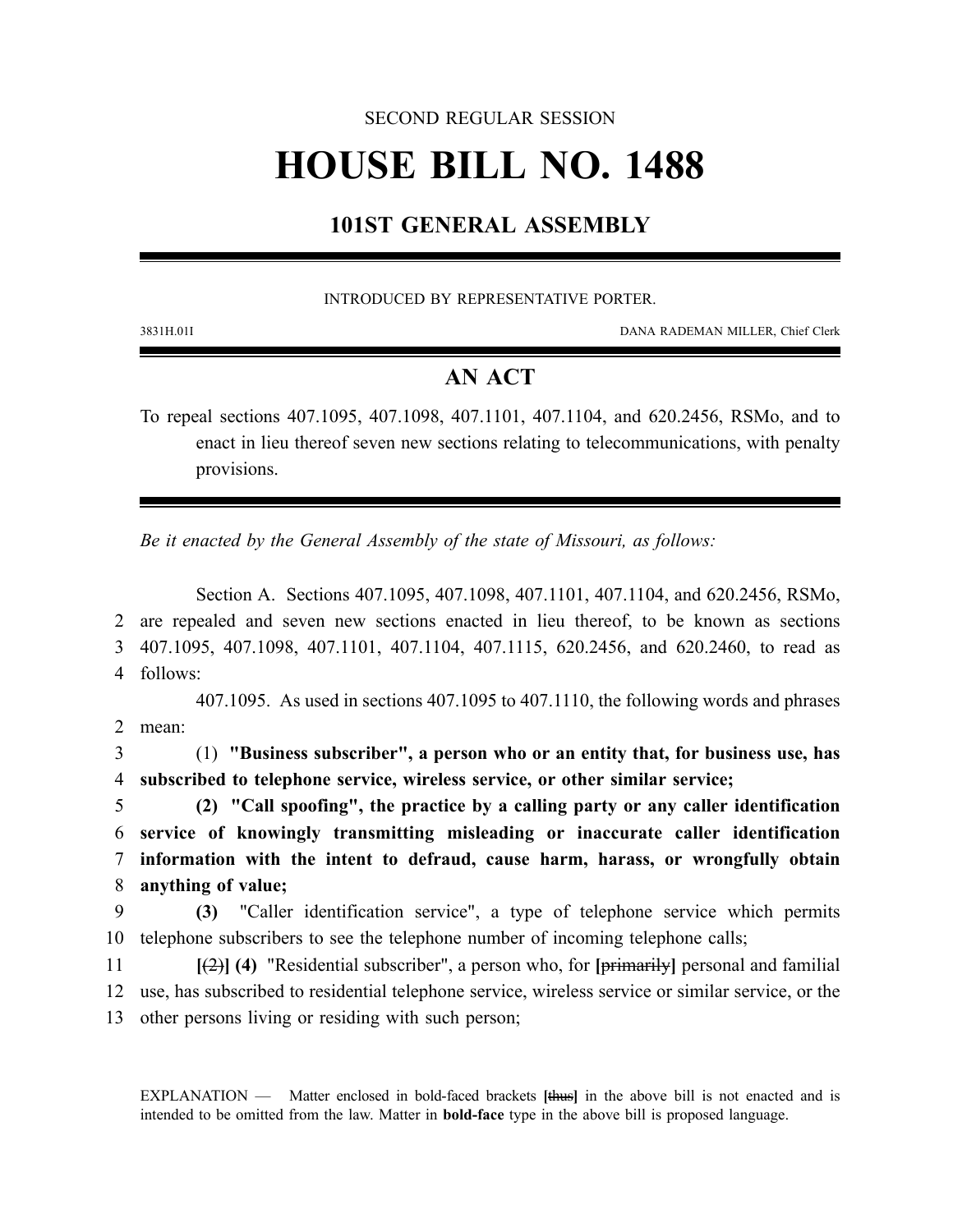SECOND REGULAR SESSION

# HOUSE BILL NO. 1488

## 101ST GENERAL ASSEMBLY

INTRODUCED BY REPRESENTATIVE PORTER.

3831H.01I DANA RADEMAN MILLER, Chief Clerk

## AN ACT

To repeal sections 407.1095, 407.1098, 407.1101, 407.1104, and 620.2456, RSMo, and to enact in lieu thereof seven new sections relating to telecommunications, with penalty provisions.

*Be it enacted by the General Assembly of the state of Missouri, as follows:*

Section A. Sections 407.1095, 407.1098, 407.1101, 407.1104, and 620.2456, RSMo, are repealed and seven new sections enacted in lieu thereof, to be known as sections 407.1095, 407.1098, 407.1101, 407.1104, 407.1115, 620.2456, and 620.2460, to read as follows:

407.1095. As used in sections 407.1095 to 407.1110, the following words and phrases mean:

(1) **"Business subscriber", a person who or an entity that, for business use, has subscribed to telephone service, wireless service, or other similar service;**

**(2) "Call spoofing", the practice by a calling party or any caller identification service of knowingly transmitting misleading or inaccurate caller identification information with the intent to defraud, cause harm, harass, or wrongfully obtain anything of value;**

**(3)** "Caller identification service", a type of telephone service which permits telephone subscribers to see the telephone number of incoming telephone calls;

**[**~~(2)~~**] (4)** "Residential subscriber", a person who, for **[**~~primarily~~**]** personal and familial use, has subscribed to residential telephone service, wireless service or similar service, or the other persons living or residing with such person;

EXPLANATION — Matter enclosed in bold-faced brackets **[**~~thus~~**]** in the above bill is not enacted and is intended to be omitted from the law. Matter in **bold-face** type in the above bill is proposed language.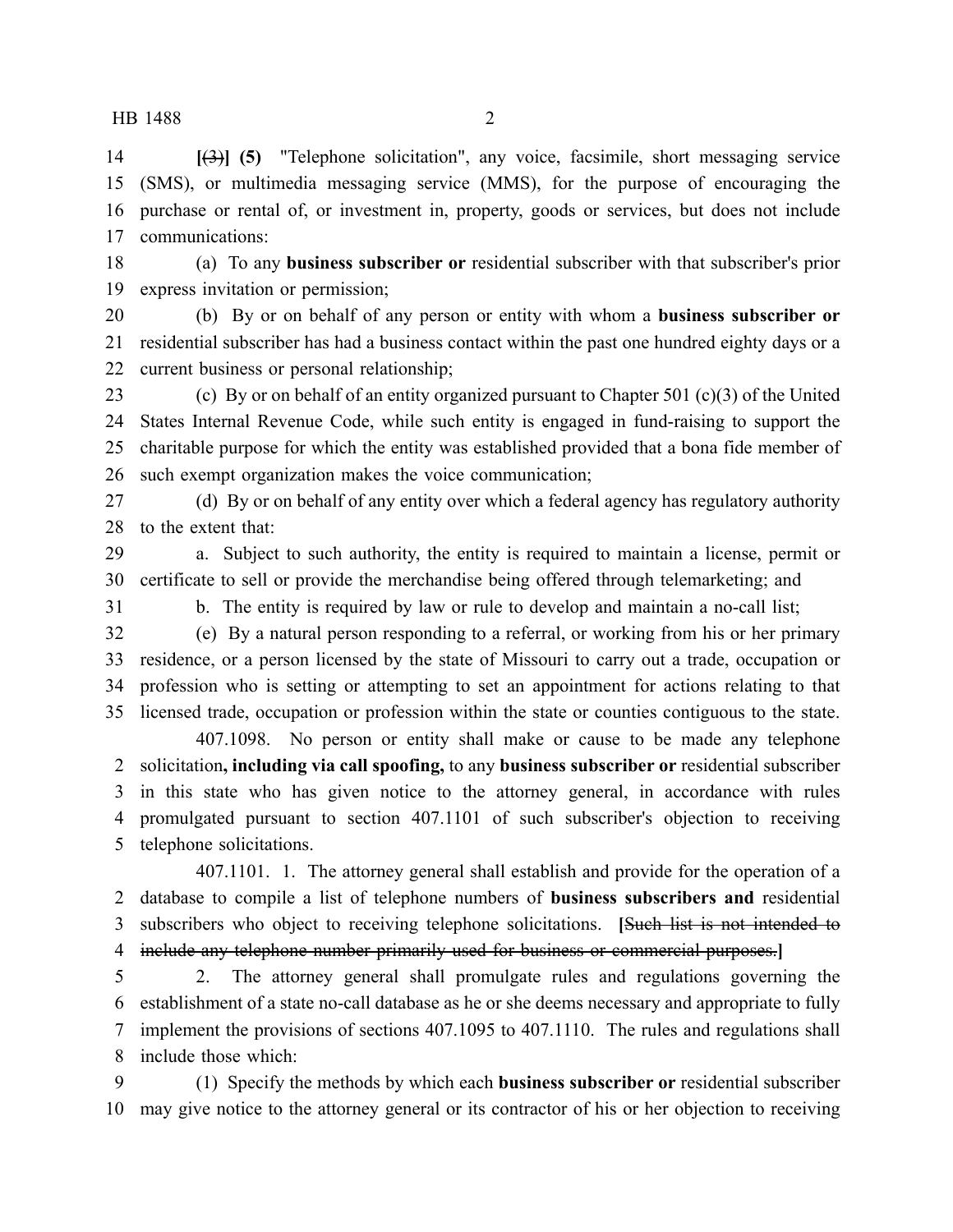14 **[**~~(3)~~**] (5)** "Telephone solicitation", any voice, facsimile, short messaging service (SMS), or multimedia messaging service (MMS), for the purpose of encouraging the purchase or rental of, or investment in, property, goods or services, but does not include communications:

18 (a) To any **business subscriber or** residential subscriber with that subscriber's prior express invitation or permission;

20 (b) By or on behalf of any person or entity with whom a **business subscriber or** residential subscriber has had a business contact within the past one hundred eighty days or a current business or personal relationship;

23 (c) By or on behalf of an entity organized pursuant to Chapter 501 (c)(3) of the United States Internal Revenue Code, while such entity is engaged in fund-raising to support the charitable purpose for which the entity was established provided that a bona fide member of such exempt organization makes the voice communication;

27 (d) By or on behalf of any entity over which a federal agency has regulatory authority to the extent that:

29 a. Subject to such authority, the entity is required to maintain a license, permit or certificate to sell or provide the merchandise being offered through telemarketing; and

31 b. The entity is required by law or rule to develop and maintain a no-call list;

32 (e) By a natural person responding to a referral, or working from his or her primary residence, or a person licensed by the state of Missouri to carry out a trade, occupation or profession who is setting or attempting to set an appointment for actions relating to that licensed trade, occupation or profession within the state or counties contiguous to the state.

407.1098. No person or entity shall make or cause to be made any telephone solicitation**, including via call spoofing,** to any **business subscriber or** residential subscriber in this state who has given notice to the attorney general, in accordance with rules promulgated pursuant to section 407.1101 of such subscriber's objection to receiving telephone solicitations.

407.1101. 1. The attorney general shall establish and provide for the operation of a database to compile a list of telephone numbers of **business subscribers and** residential subscribers who object to receiving telephone solicitations. **[**~~Such list is not intended to include any telephone number primarily used for business or commercial purposes.~~**]**

5 2. The attorney general shall promulgate rules and regulations governing the establishment of a state no-call database as he or she deems necessary and appropriate to fully implement the provisions of sections 407.1095 to 407.1110. The rules and regulations shall include those which:

9 (1) Specify the methods by which each **business subscriber or** residential subscriber may give notice to the attorney general or its contractor of his or her objection to receiving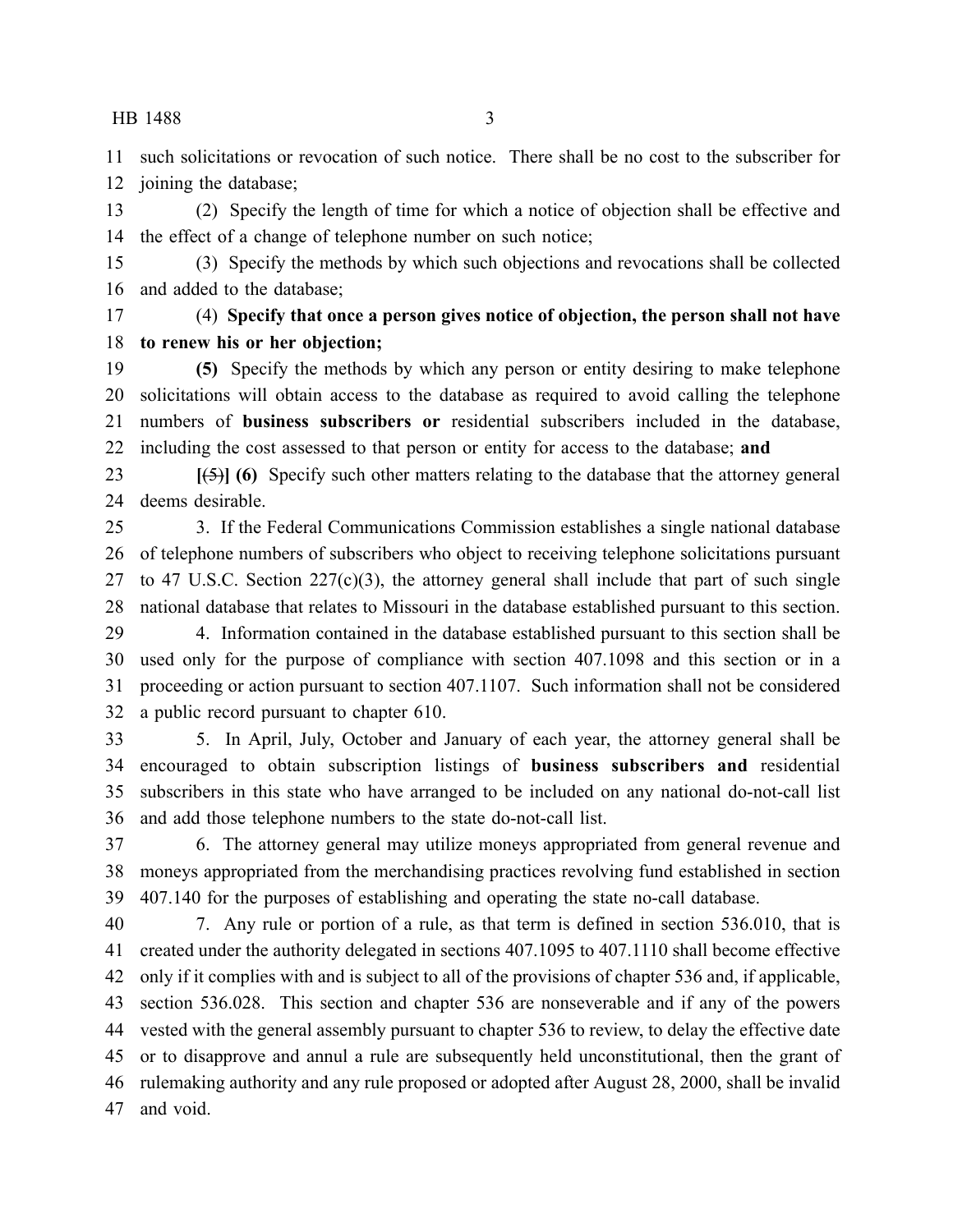such solicitations or revocation of such notice. There shall be no cost to the subscriber for joining the database;

(2) Specify the length of time for which a notice of objection shall be effective and the effect of a change of telephone number on such notice;

(3) Specify the methods by which such objections and revocations shall be collected and added to the database;

(4) **Specify that once a person gives notice of objection, the person shall not have to renew his or her objection;**

**(5)** Specify the methods by which any person or entity desiring to make telephone solicitations will obtain access to the database as required to avoid calling the telephone numbers of **business subscribers or** residential subscribers included in the database, including the cost assessed to that person or entity for access to the database; **and**

**[**~~(5)~~**] (6)** Specify such other matters relating to the database that the attorney general deems desirable.

3. If the Federal Communications Commission establishes a single national database of telephone numbers of subscribers who object to receiving telephone solicitations pursuant to 47 U.S.C. Section 227(c)(3), the attorney general shall include that part of such single national database that relates to Missouri in the database established pursuant to this section.

4. Information contained in the database established pursuant to this section shall be used only for the purpose of compliance with section 407.1098 and this section or in a proceeding or action pursuant to section 407.1107. Such information shall not be considered a public record pursuant to chapter 610.

5. In April, July, October and January of each year, the attorney general shall be encouraged to obtain subscription listings of **business subscribers and** residential subscribers in this state who have arranged to be included on any national do-not-call list and add those telephone numbers to the state do-not-call list.

6. The attorney general may utilize moneys appropriated from general revenue and moneys appropriated from the merchandising practices revolving fund established in section 407.140 for the purposes of establishing and operating the state no-call database.

7. Any rule or portion of a rule, as that term is defined in section 536.010, that is created under the authority delegated in sections 407.1095 to 407.1110 shall become effective only if it complies with and is subject to all of the provisions of chapter 536 and, if applicable, section 536.028. This section and chapter 536 are nonseverable and if any of the powers vested with the general assembly pursuant to chapter 536 to review, to delay the effective date or to disapprove and annul a rule are subsequently held unconstitutional, then the grant of rulemaking authority and any rule proposed or adopted after August 28, 2000, shall be invalid and void.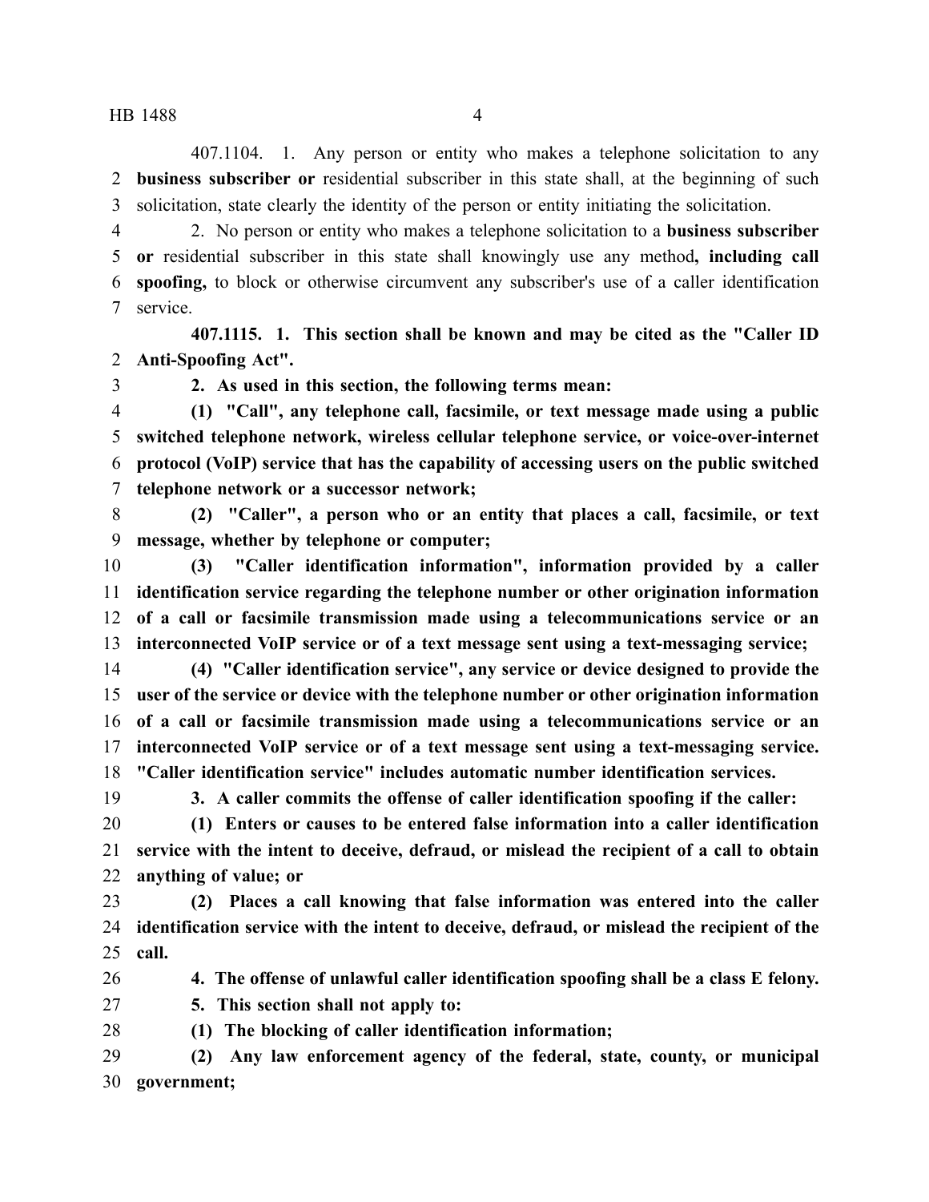407.1104. 1. Any person or entity who makes a telephone solicitation to any **business subscriber or** residential subscriber in this state shall, at the beginning of such solicitation, state clearly the identity of the person or entity initiating the solicitation.

2. No person or entity who makes a telephone solicitation to a **business subscriber or** residential subscriber in this state shall knowingly use any method**, including call spoofing,** to block or otherwise circumvent any subscriber's use of a caller identification service.

**407.1115. 1. This section shall be known and may be cited as the "Caller ID Anti-Spoofing Act".**

**2. As used in this section, the following terms mean:**

**(1) "Call", any telephone call, facsimile, or text message made using a public switched telephone network, wireless cellular telephone service, or voice-over-internet protocol (VoIP) service that has the capability of accessing users on the public switched telephone network or a successor network;**

**(2) "Caller", a person who or an entity that places a call, facsimile, or text message, whether by telephone or computer;**

**(3) "Caller identification information", information provided by a caller identification service regarding the telephone number or other origination information of a call or facsimile transmission made using a telecommunications service or an interconnected VoIP service or of a text message sent using a text-messaging service;**

**(4) "Caller identification service", any service or device designed to provide the user of the service or device with the telephone number or other origination information of a call or facsimile transmission made using a telecommunications service or an interconnected VoIP service or of a text message sent using a text-messaging service. "Caller identification service" includes automatic number identification services.**

**3. A caller commits the offense of caller identification spoofing if the caller:**

**(1) Enters or causes to be entered false information into a caller identification service with the intent to deceive, defraud, or mislead the recipient of a call to obtain anything of value; or**

**(2) Places a call knowing that false information was entered into the caller identification service with the intent to deceive, defraud, or mislead the recipient of the call.**

**4. The offense of unlawful caller identification spoofing shall be a class E felony.**

**5. This section shall not apply to:**

**(1) The blocking of caller identification information;**

**(2) Any law enforcement agency of the federal, state, county, or municipal government;**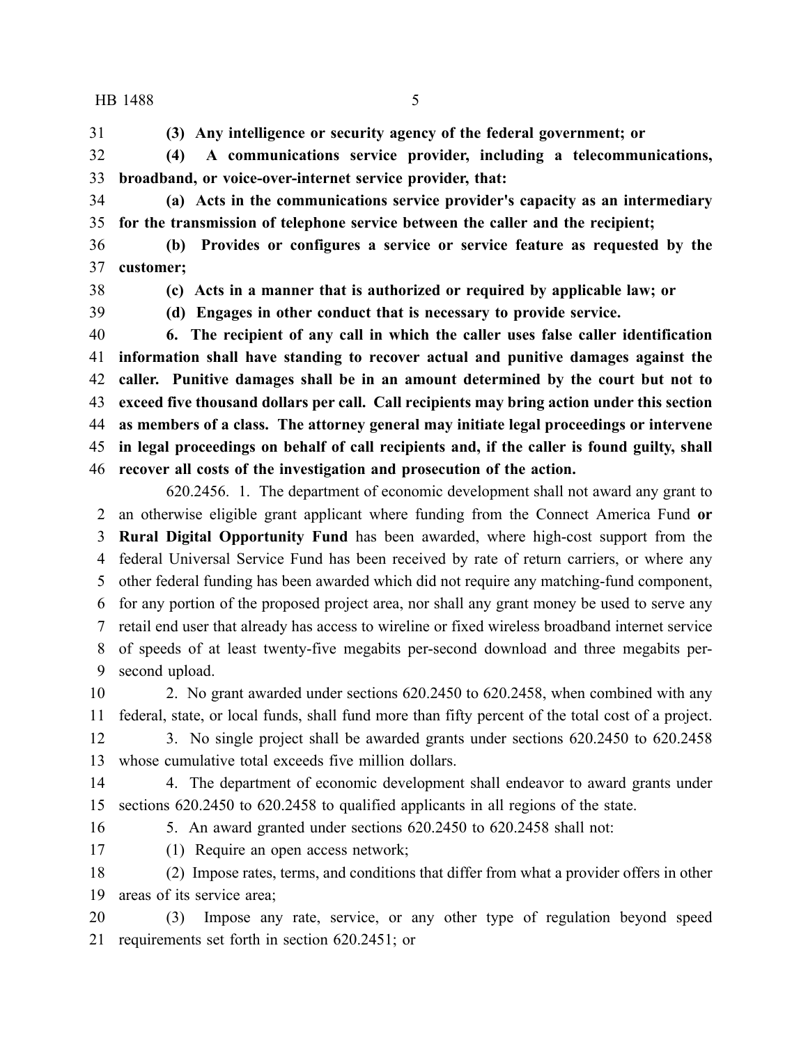**(3) Any intelligence or security agency of the federal government; or**

**(4) A communications service provider, including a telecommunications, broadband, or voice-over-internet service provider, that:**

**(a) Acts in the communications service provider's capacity as an intermediary for the transmission of telephone service between the caller and the recipient;**

**(b) Provides or configures a service or service feature as requested by the customer;**

**(c) Acts in a manner that is authorized or required by applicable law; or**

**(d) Engages in other conduct that is necessary to provide service.**

**6. The recipient of any call in which the caller uses false caller identification information shall have standing to recover actual and punitive damages against the caller. Punitive damages shall be in an amount determined by the court but not to exceed five thousand dollars per call. Call recipients may bring action under this section as members of a class. The attorney general may initiate legal proceedings or intervene in legal proceedings on behalf of call recipients and, if the caller is found guilty, shall recover all costs of the investigation and prosecution of the action.**

620.2456. 1. The department of economic development shall not award any grant to an otherwise eligible grant applicant where funding from the Connect America Fund **or Rural Digital Opportunity Fund** has been awarded, where high-cost support from the federal Universal Service Fund has been received by rate of return carriers, or where any other federal funding has been awarded which did not require any matching-fund component, for any portion of the proposed project area, nor shall any grant money be used to serve any retail end user that already has access to wireline or fixed wireless broadband internet service of speeds of at least twenty-five megabits per-second download and three megabits per-second upload.

2. No grant awarded under sections 620.2450 to 620.2458, when combined with any federal, state, or local funds, shall fund more than fifty percent of the total cost of a project.

3. No single project shall be awarded grants under sections 620.2450 to 620.2458 whose cumulative total exceeds five million dollars.

4. The department of economic development shall endeavor to award grants under sections 620.2450 to 620.2458 to qualified applicants in all regions of the state.

5. An award granted under sections 620.2450 to 620.2458 shall not:

(1) Require an open access network;

(2) Impose rates, terms, and conditions that differ from what a provider offers in other areas of its service area;

(3) Impose any rate, service, or any other type of regulation beyond speed requirements set forth in section 620.2451; or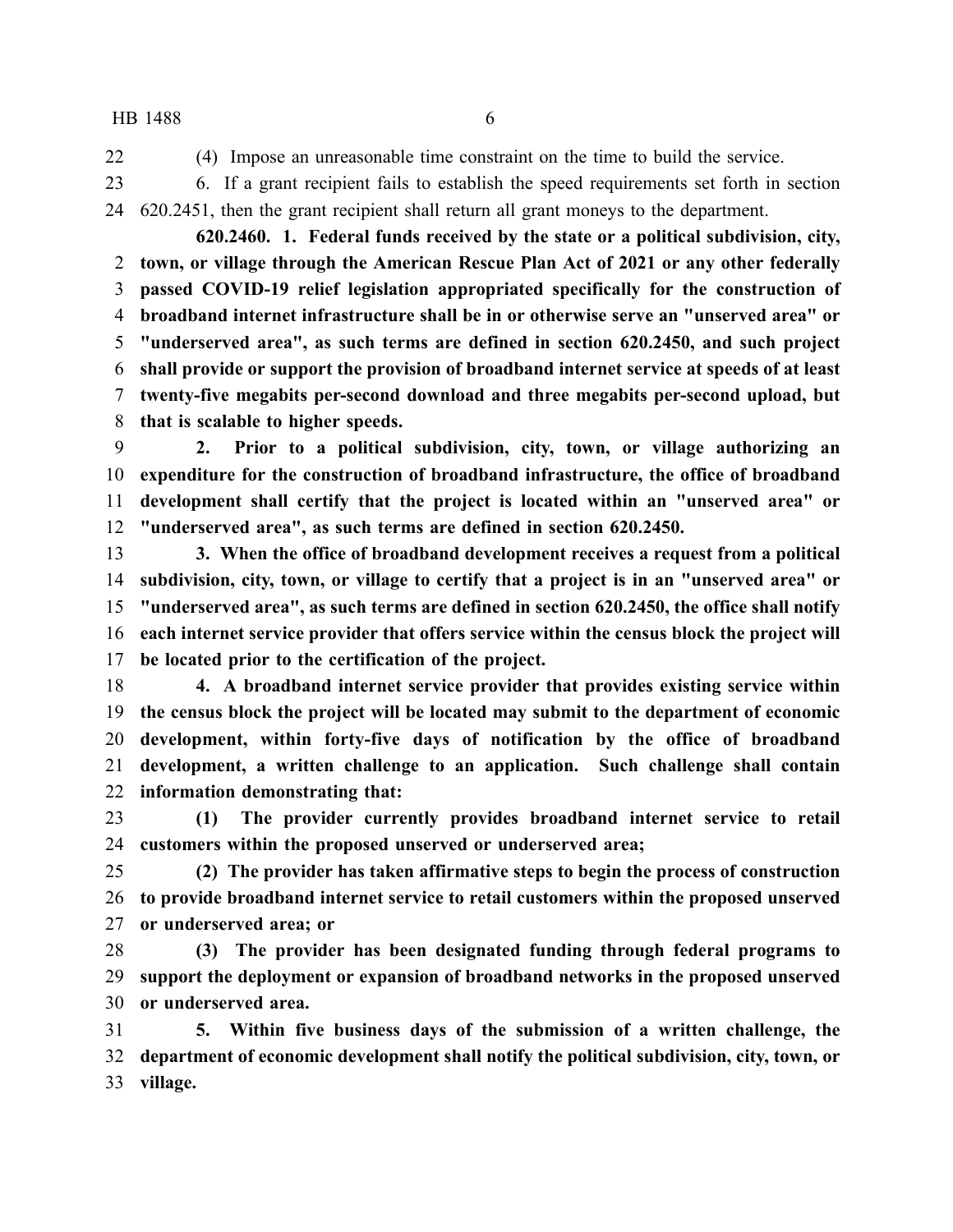(4) Impose an unreasonable time constraint on the time to build the service.

6. If a grant recipient fails to establish the speed requirements set forth in section 620.2451, then the grant recipient shall return all grant moneys to the department.

**620.2460. 1. Federal funds received by the state or a political subdivision, city, town, or village through the American Rescue Plan Act of 2021 or any other federally passed COVID-19 relief legislation appropriated specifically for the construction of broadband internet infrastructure shall be in or otherwise serve an "unserved area" or "underserved area", as such terms are defined in section 620.2450, and such project shall provide or support the provision of broadband internet service at speeds of at least twenty-five megabits per-second download and three megabits per-second upload, but that is scalable to higher speeds.**

**2. Prior to a political subdivision, city, town, or village authorizing an expenditure for the construction of broadband infrastructure, the office of broadband development shall certify that the project is located within an "unserved area" or "underserved area", as such terms are defined in section 620.2450.**

**3. When the office of broadband development receives a request from a political subdivision, city, town, or village to certify that a project is in an "unserved area" or "underserved area", as such terms are defined in section 620.2450, the office shall notify each internet service provider that offers service within the census block the project will be located prior to the certification of the project.**

**4. A broadband internet service provider that provides existing service within the census block the project will be located may submit to the department of economic development, within forty-five days of notification by the office of broadband development, a written challenge to an application. Such challenge shall contain information demonstrating that:**

**(1) The provider currently provides broadband internet service to retail customers within the proposed unserved or underserved area;**

**(2) The provider has taken affirmative steps to begin the process of construction to provide broadband internet service to retail customers within the proposed unserved or underserved area; or**

**(3) The provider has been designated funding through federal programs to support the deployment or expansion of broadband networks in the proposed unserved or underserved area.**

**5. Within five business days of the submission of a written challenge, the department of economic development shall notify the political subdivision, city, town, or village.**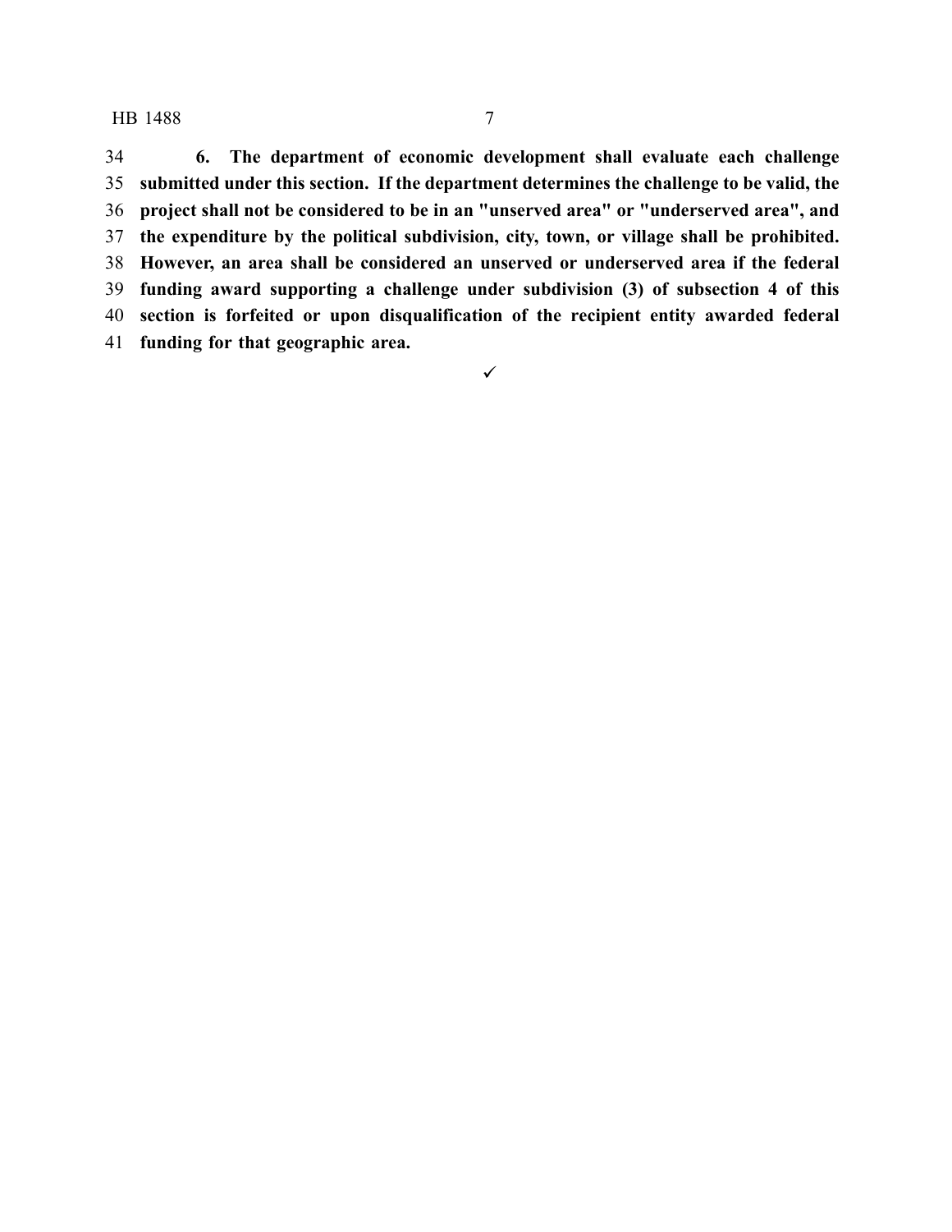**6. The department of economic development shall evaluate each challenge submitted under this section. If the department determines the challenge to be valid, the project shall not be considered to be in an "unserved area" or "underserved area", and the expenditure by the political subdivision, city, town, or village shall be prohibited. However, an area shall be considered an unserved or underserved area if the federal funding award supporting a challenge under subdivision (3) of subsection 4 of this section is forfeited or upon disqualification of the recipient entity awarded federal funding for that geographic area.**

✓